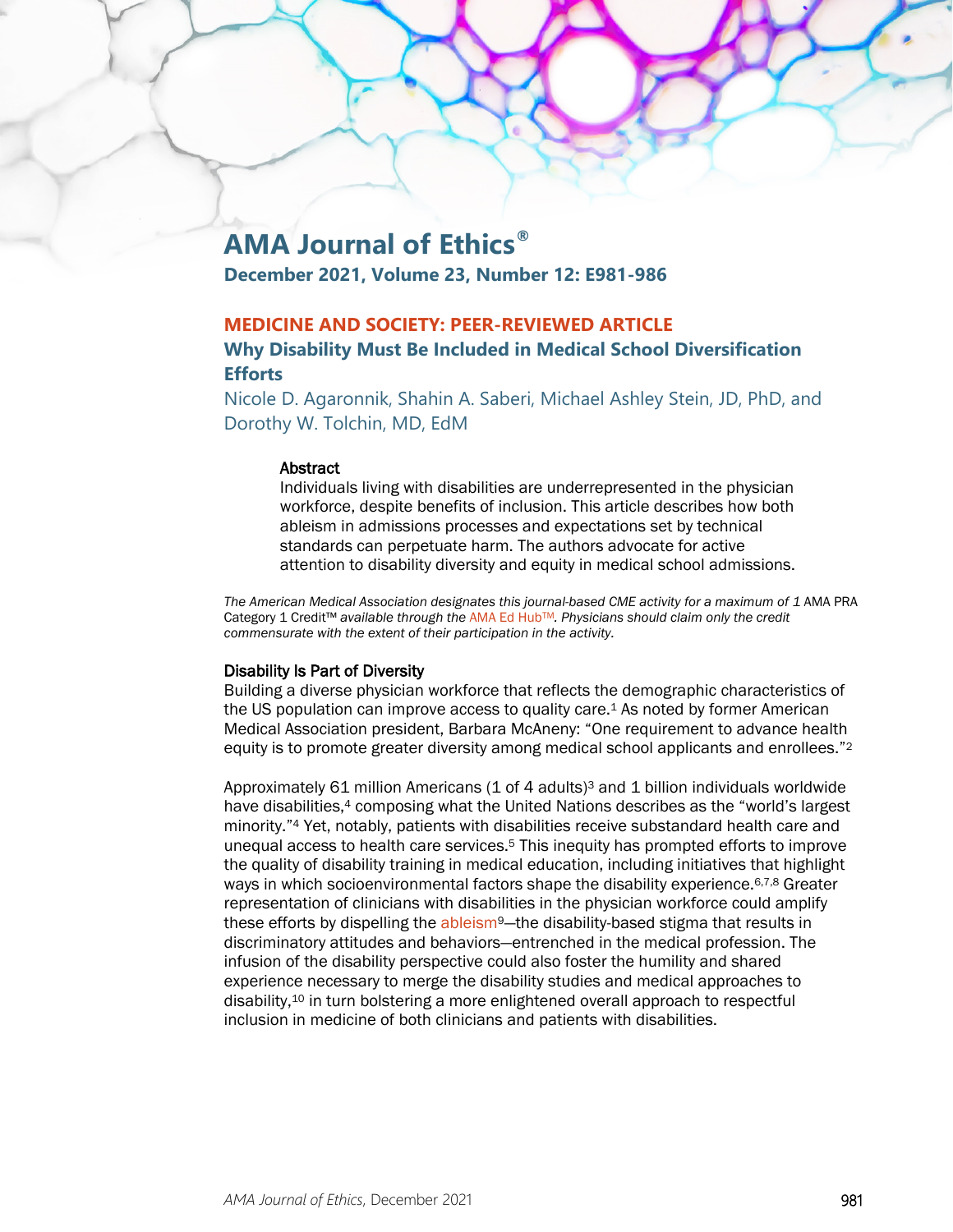# AMA Journal of Ethics®

**December 2021, Volume 23, Number 12: E981-986**

## MEDICINE AND SOCIETY: PEER-REVIEWED ARTICLE

## Why Disability Must Be Included in Medical School Diversification Efforts

Nicole D. Agaronnik, Shahin A. Saberi, Michael Ashley Stein, JD, PhD, and Dorothy W. Tolchin, MD, EdM

### Abstract

Individuals living with disabilities are underrepresented in the physician workforce, despite benefits of inclusion. This article describes how both ableism in admissions processes and expectations set by technical standards can perpetuate harm. The authors advocate for active attention to disability diversity and equity in medical school admissions.

*The American Medical Association designates this journal-based CME activity for a maximum of 1* AMA PRA Category 1 Credit™ *available through the* AMA Ed Hub™*. Physicians should claim only the credit commensurate with the extent of their participation in the activity.*

### Disability Is Part of Diversity

Building a diverse physician workforce that reflects the demographic characteristics of the US population can improve access to quality care.[1] As noted by former American Medical Association president, Barbara McAneny: "One requirement to advance health equity is to promote greater diversity among medical school applicants and enrollees."[2]

Approximately 61 million Americans (1 of 4 adults)[3] and 1 billion individuals worldwide have disabilities,[4] composing what the United Nations describes as the "world's largest minority."[4] Yet, notably, patients with disabilities receive substandard health care and unequal access to health care services.[5] This inequity has prompted efforts to improve the quality of disability training in medical education, including initiatives that highlight ways in which socioenvironmental factors shape the disability experience.[6,7,8] Greater representation of clinicians with disabilities in the physician workforce could amplify these efforts by dispelling the ableism[9]—the disability-based stigma that results in discriminatory attitudes and behaviors—entrenched in the medical profession. The infusion of the disability perspective could also foster the humility and shared experience necessary to merge the disability studies and medical approaches to disability,[10] in turn bolstering a more enlightened overall approach to respectful inclusion in medicine of both clinicians and patients with disabilities.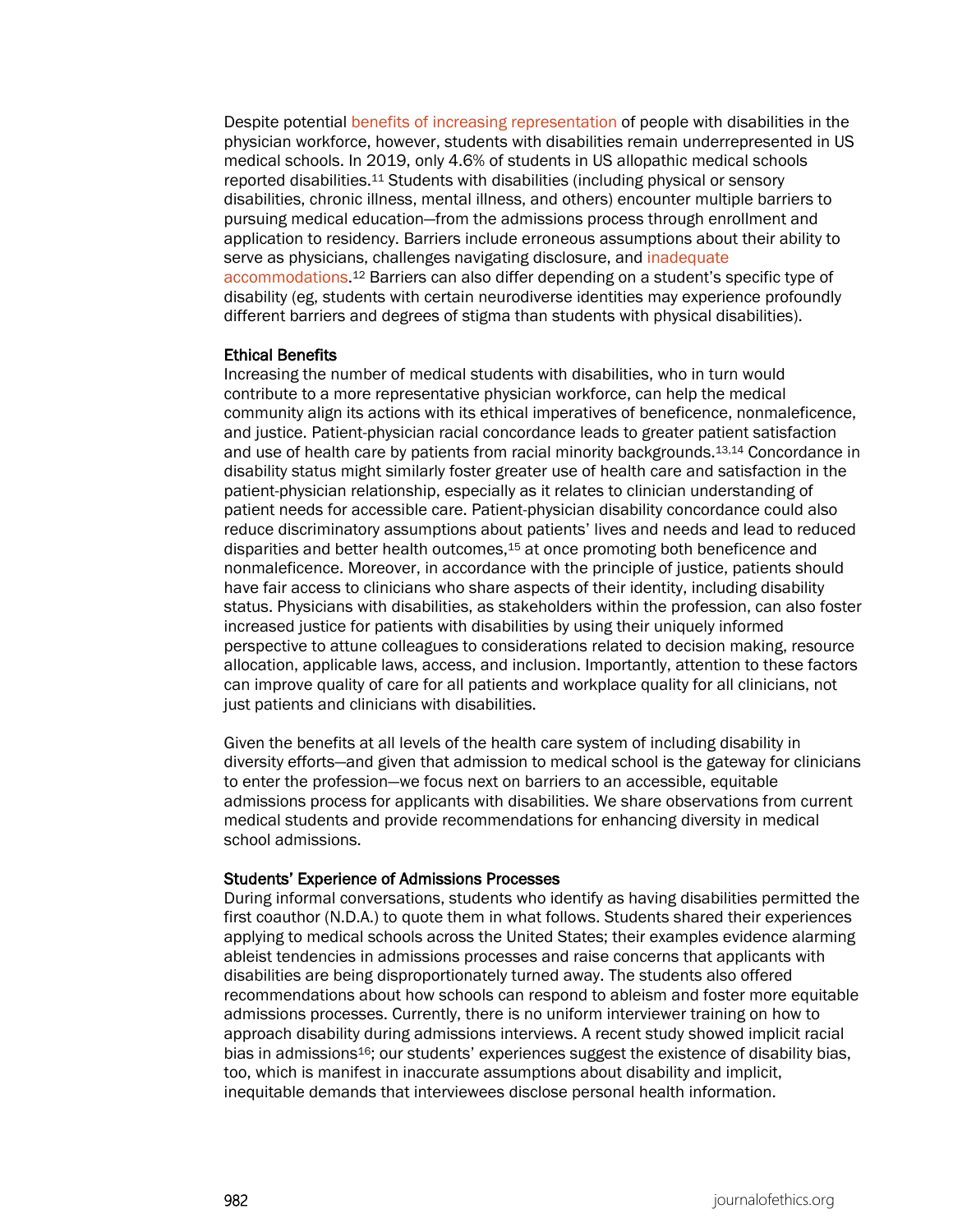Despite potential benefits of increasing representation of people with disabilities in the physician workforce, however, students with disabilities remain underrepresented in US medical schools. In 2019, only 4.6% of students in US allopathic medical schools reported disabilities.[11] Students with disabilities (including physical or sensory disabilities, chronic illness, mental illness, and others) encounter multiple barriers to pursuing medical education—from the admissions process through enrollment and application to residency. Barriers include erroneous assumptions about their ability to serve as physicians, challenges navigating disclosure, and inadequate accommodations.[12] Barriers can also differ depending on a student's specific type of disability (eg, students with certain neurodiverse identities may experience profoundly different barriers and degrees of stigma than students with physical disabilities).

### Ethical Benefits

Increasing the number of medical students with disabilities, who in turn would contribute to a more representative physician workforce, can help the medical community align its actions with its ethical imperatives of beneficence, nonmaleficence, and justice. Patient-physician racial concordance leads to greater patient satisfaction and use of health care by patients from racial minority backgrounds.[13,14] Concordance in disability status might similarly foster greater use of health care and satisfaction in the patient-physician relationship, especially as it relates to clinician understanding of patient needs for accessible care. Patient-physician disability concordance could also reduce discriminatory assumptions about patients' lives and needs and lead to reduced disparities and better health outcomes,[15] at once promoting both beneficence and nonmaleficence. Moreover, in accordance with the principle of justice, patients should have fair access to clinicians who share aspects of their identity, including disability status. Physicians with disabilities, as stakeholders within the profession, can also foster increased justice for patients with disabilities by using their uniquely informed perspective to attune colleagues to considerations related to decision making, resource allocation, applicable laws, access, and inclusion. Importantly, attention to these factors can improve quality of care for all patients and workplace quality for all clinicians, not just patients and clinicians with disabilities.

Given the benefits at all levels of the health care system of including disability in diversity efforts—and given that admission to medical school is the gateway for clinicians to enter the profession—we focus next on barriers to an accessible, equitable admissions process for applicants with disabilities. We share observations from current medical students and provide recommendations for enhancing diversity in medical school admissions.

### Students' Experience of Admissions Processes

During informal conversations, students who identify as having disabilities permitted the first coauthor (N.D.A.) to quote them in what follows. Students shared their experiences applying to medical schools across the United States; their examples evidence alarming ableist tendencies in admissions processes and raise concerns that applicants with disabilities are being disproportionately turned away. The students also offered recommendations about how schools can respond to ableism and foster more equitable admissions processes. Currently, there is no uniform interviewer training on how to approach disability during admissions interviews. A recent study showed implicit racial bias in admissions[16]; our students' experiences suggest the existence of disability bias, too, which is manifest in inaccurate assumptions about disability and implicit, inequitable demands that interviewees disclose personal health information.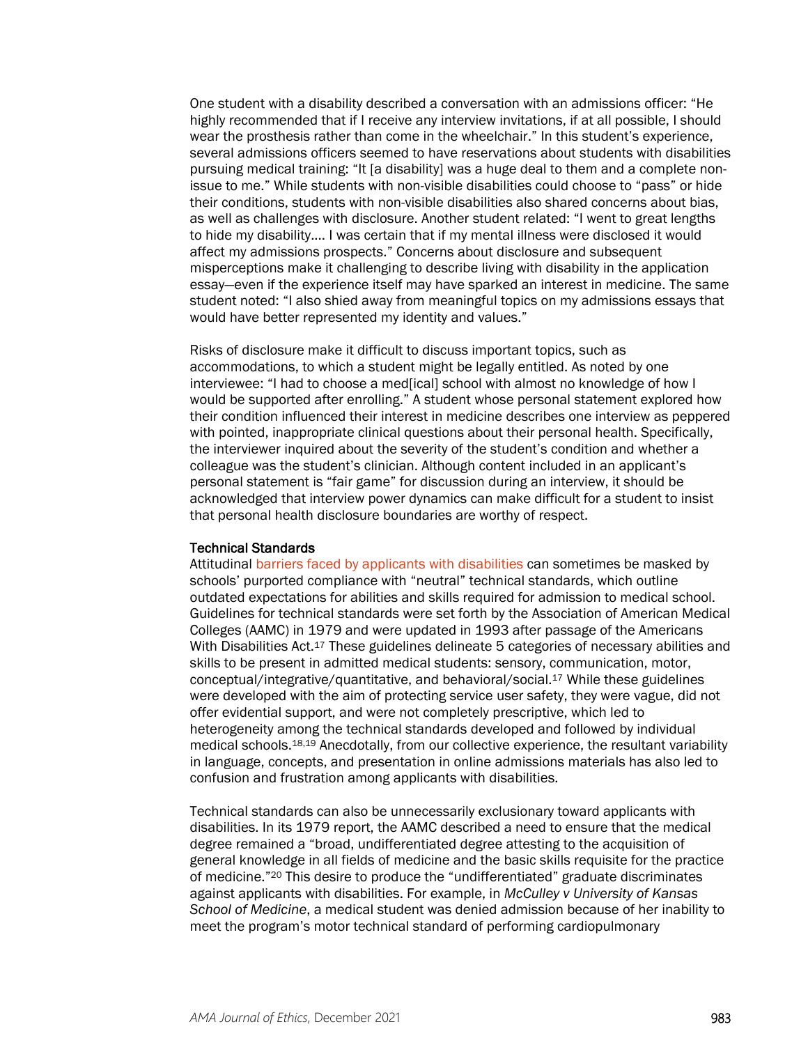One student with a disability described a conversation with an admissions officer: "He highly recommended that if I receive any interview invitations, if at all possible, I should wear the prosthesis rather than come in the wheelchair." In this student's experience, several admissions officers seemed to have reservations about students with disabilities pursuing medical training: "It [a disability] was a huge deal to them and a complete non-issue to me." While students with non-visible disabilities could choose to "pass" or hide their conditions, students with non-visible disabilities also shared concerns about bias, as well as challenges with disclosure. Another student related: "I went to great lengths to hide my disability…. I was certain that if my mental illness were disclosed it would affect my admissions prospects." Concerns about disclosure and subsequent misperceptions make it challenging to describe living with disability in the application essay—even if the experience itself may have sparked an interest in medicine. The same student noted: "I also shied away from meaningful topics on my admissions essays that would have better represented my identity and values."

Risks of disclosure make it difficult to discuss important topics, such as accommodations, to which a student might be legally entitled. As noted by one interviewee: "I had to choose a med[ical] school with almost no knowledge of how I would be supported after enrolling." A student whose personal statement explored how their condition influenced their interest in medicine describes one interview as peppered with pointed, inappropriate clinical questions about their personal health. Specifically, the interviewer inquired about the severity of the student's condition and whether a colleague was the student's clinician. Although content included in an applicant's personal statement is "fair game" for discussion during an interview, it should be acknowledged that interview power dynamics can make difficult for a student to insist that personal health disclosure boundaries are worthy of respect.

### Technical Standards

Attitudinal barriers faced by applicants with disabilities can sometimes be masked by schools' purported compliance with "neutral" technical standards, which outline outdated expectations for abilities and skills required for admission to medical school. Guidelines for technical standards were set forth by the Association of American Medical Colleges (AAMC) in 1979 and were updated in 1993 after passage of the Americans With Disabilities Act.[17] These guidelines delineate 5 categories of necessary abilities and skills to be present in admitted medical students: sensory, communication, motor, conceptual/integrative/quantitative, and behavioral/social.[17] While these guidelines were developed with the aim of protecting service user safety, they were vague, did not offer evidential support, and were not completely prescriptive, which led to heterogeneity among the technical standards developed and followed by individual medical schools.[18,19] Anecdotally, from our collective experience, the resultant variability in language, concepts, and presentation in online admissions materials has also led to confusion and frustration among applicants with disabilities.

Technical standards can also be unnecessarily exclusionary toward applicants with disabilities. In its 1979 report, the AAMC described a need to ensure that the medical degree remained a "broad, undifferentiated degree attesting to the acquisition of general knowledge in all fields of medicine and the basic skills requisite for the practice of medicine."[20] This desire to produce the "undifferentiated" graduate discriminates against applicants with disabilities. For example, in *McCulley v University of Kansas School of Medicine*, a medical student was denied admission because of her inability to meet the program's motor technical standard of performing cardiopulmonary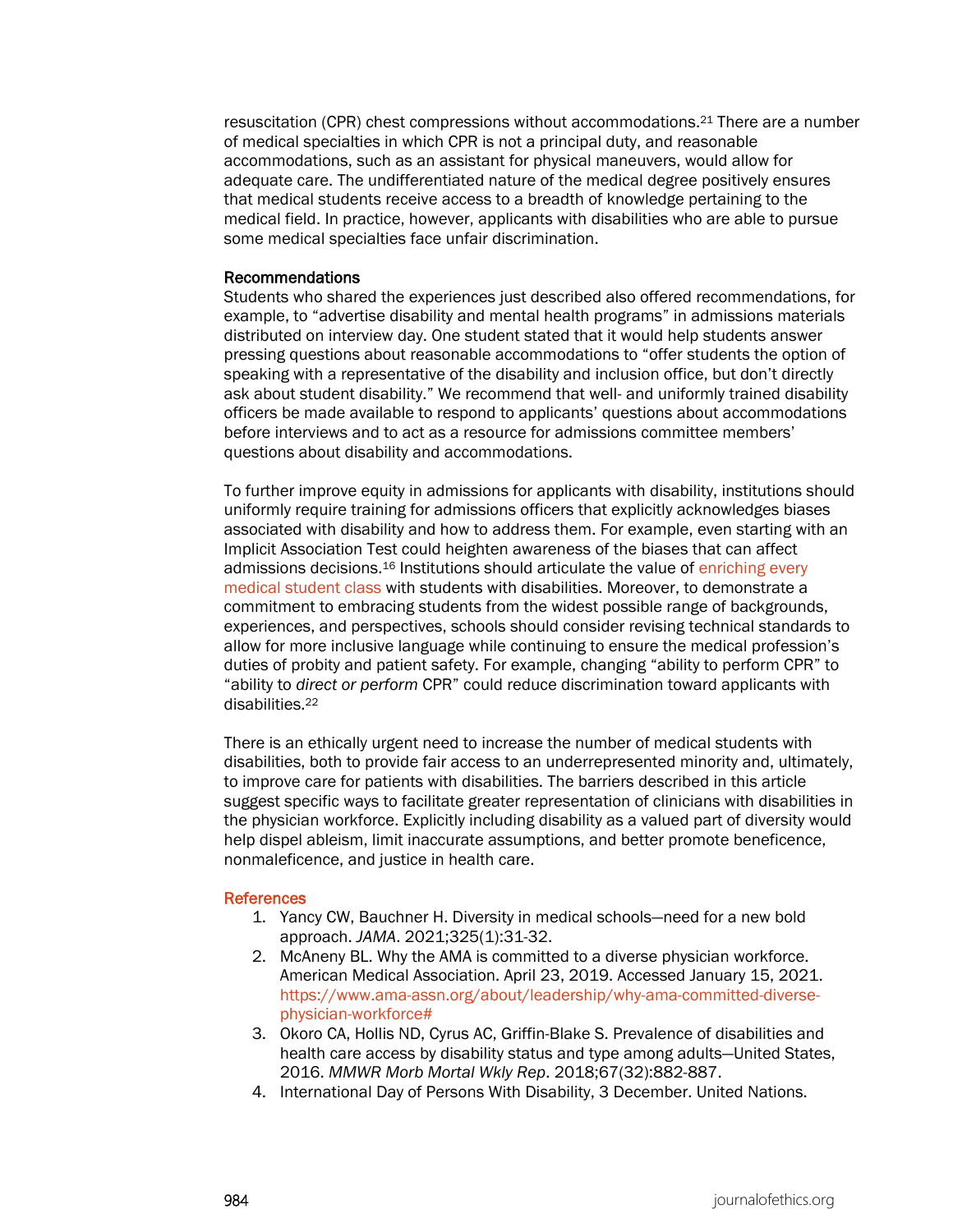resuscitation (CPR) chest compressions without accommodations.[21] There are a number of medical specialties in which CPR is not a principal duty, and reasonable accommodations, such as an assistant for physical maneuvers, would allow for adequate care. The undifferentiated nature of the medical degree positively ensures that medical students receive access to a breadth of knowledge pertaining to the medical field. In practice, however, applicants with disabilities who are able to pursue some medical specialties face unfair discrimination.

### Recommendations

Students who shared the experiences just described also offered recommendations, for example, to "advertise disability and mental health programs" in admissions materials distributed on interview day. One student stated that it would help students answer pressing questions about reasonable accommodations to "offer students the option of speaking with a representative of the disability and inclusion office, but don't directly ask about student disability." We recommend that well- and uniformly trained disability officers be made available to respond to applicants' questions about accommodations before interviews and to act as a resource for admissions committee members' questions about disability and accommodations.

To further improve equity in admissions for applicants with disability, institutions should uniformly require training for admissions officers that explicitly acknowledges biases associated with disability and how to address them. For example, even starting with an Implicit Association Test could heighten awareness of the biases that can affect admissions decisions.[16] Institutions should articulate the value of enriching every medical student class with students with disabilities. Moreover, to demonstrate a commitment to embracing students from the widest possible range of backgrounds, experiences, and perspectives, schools should consider revising technical standards to allow for more inclusive language while continuing to ensure the medical profession's duties of probity and patient safety. For example, changing "ability to perform CPR" to "ability to *direct or perform* CPR" could reduce discrimination toward applicants with disabilities.[22]

There is an ethically urgent need to increase the number of medical students with disabilities, both to provide fair access to an underrepresented minority and, ultimately, to improve care for patients with disabilities. The barriers described in this article suggest specific ways to facilitate greater representation of clinicians with disabilities in the physician workforce. Explicitly including disability as a valued part of diversity would help dispel ableism, limit inaccurate assumptions, and better promote beneficence, nonmaleficence, and justice in health care.

### References

1. Yancy CW, Bauchner H. Diversity in medical schools—need for a new bold approach. *JAMA*. 2021;325(1):31-32.
2. McAneny BL. Why the AMA is committed to a diverse physician workforce. American Medical Association. April 23, 2019. Accessed January 15, 2021. https://www.ama-assn.org/about/leadership/why-ama-committed-diverse-physician-workforce#
3. Okoro CA, Hollis ND, Cyrus AC, Griffin-Blake S. Prevalence of disabilities and health care access by disability status and type among adults—United States, 2016. *MMWR Morb Mortal Wkly Rep*. 2018;67(32):882-887.
4. International Day of Persons With Disability, 3 December. United Nations.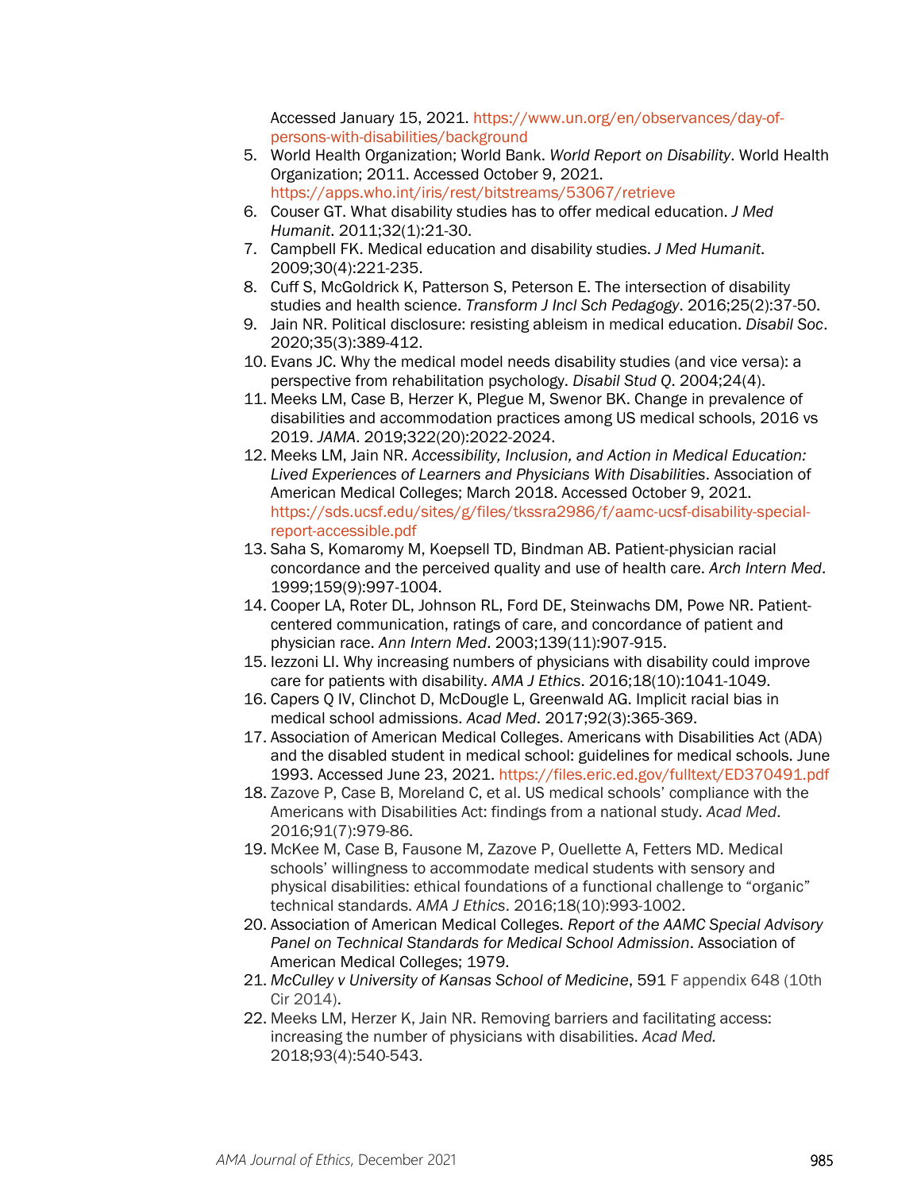Accessed January 15, 2021. https://www.un.org/en/observances/day-of-persons-with-disabilities/background

5. World Health Organization; World Bank. *World Report on Disability*. World Health Organization; 2011. Accessed October 9, 2021. https://apps.who.int/iris/rest/bitstreams/53067/retrieve
6. Couser GT. What disability studies has to offer medical education. *J Med Humanit*. 2011;32(1):21-30.
7. Campbell FK. Medical education and disability studies. *J Med Humanit*. 2009;30(4):221-235.
8. Cuff S, McGoldrick K, Patterson S, Peterson E. The intersection of disability studies and health science. *Transform J Incl Sch Pedagogy*. 2016;25(2):37-50.
9. Jain NR. Political disclosure: resisting ableism in medical education. *Disabil Soc*. 2020;35(3):389-412.
10. Evans JC. Why the medical model needs disability studies (and vice versa): a perspective from rehabilitation psychology. *Disabil Stud Q*. 2004;24(4).
11. Meeks LM, Case B, Herzer K, Plegue M, Swenor BK. Change in prevalence of disabilities and accommodation practices among US medical schools, 2016 vs 2019. *JAMA*. 2019;322(20):2022-2024.
12. Meeks LM, Jain NR. *Accessibility, Inclusion, and Action in Medical Education: Lived Experiences of Learners and Physicians With Disabilities*. Association of American Medical Colleges; March 2018. Accessed October 9, 2021. https://sds.ucsf.edu/sites/g/files/tkssra2986/f/aamc-ucsf-disability-special-report-accessible.pdf
13. Saha S, Komaromy M, Koepsell TD, Bindman AB. Patient-physician racial concordance and the perceived quality and use of health care. *Arch Intern Med*. 1999;159(9):997-1004.
14. Cooper LA, Roter DL, Johnson RL, Ford DE, Steinwachs DM, Powe NR. Patient-centered communication, ratings of care, and concordance of patient and physician race. *Ann Intern Med*. 2003;139(11):907-915.
15. Iezzoni LI. Why increasing numbers of physicians with disability could improve care for patients with disability. *AMA J Ethics*. 2016;18(10):1041-1049.
16. Capers Q IV, Clinchot D, McDougle L, Greenwald AG. Implicit racial bias in medical school admissions. *Acad Med*. 2017;92(3):365-369.
17. Association of American Medical Colleges. Americans with Disabilities Act (ADA) and the disabled student in medical school: guidelines for medical schools. June 1993. Accessed June 23, 2021. https://files.eric.ed.gov/fulltext/ED370491.pdf
18. Zazove P, Case B, Moreland C, et al. US medical schools' compliance with the Americans with Disabilities Act: findings from a national study. *Acad Med*. 2016;91(7):979-86.
19. McKee M, Case B, Fausone M, Zazove P, Ouellette A, Fetters MD. Medical schools' willingness to accommodate medical students with sensory and physical disabilities: ethical foundations of a functional challenge to "organic" technical standards. *AMA J Ethics*. 2016;18(10):993-1002.
20. Association of American Medical Colleges. *Report of the AAMC Special Advisory Panel on Technical Standards for Medical School Admission*. Association of American Medical Colleges; 1979.
21. *McCulley v University of Kansas School of Medicine*, 591 F appendix 648 (10th Cir 2014).
22. Meeks LM, Herzer K, Jain NR. Removing barriers and facilitating access: increasing the number of physicians with disabilities. *Acad Med.* 2018;93(4):540-543.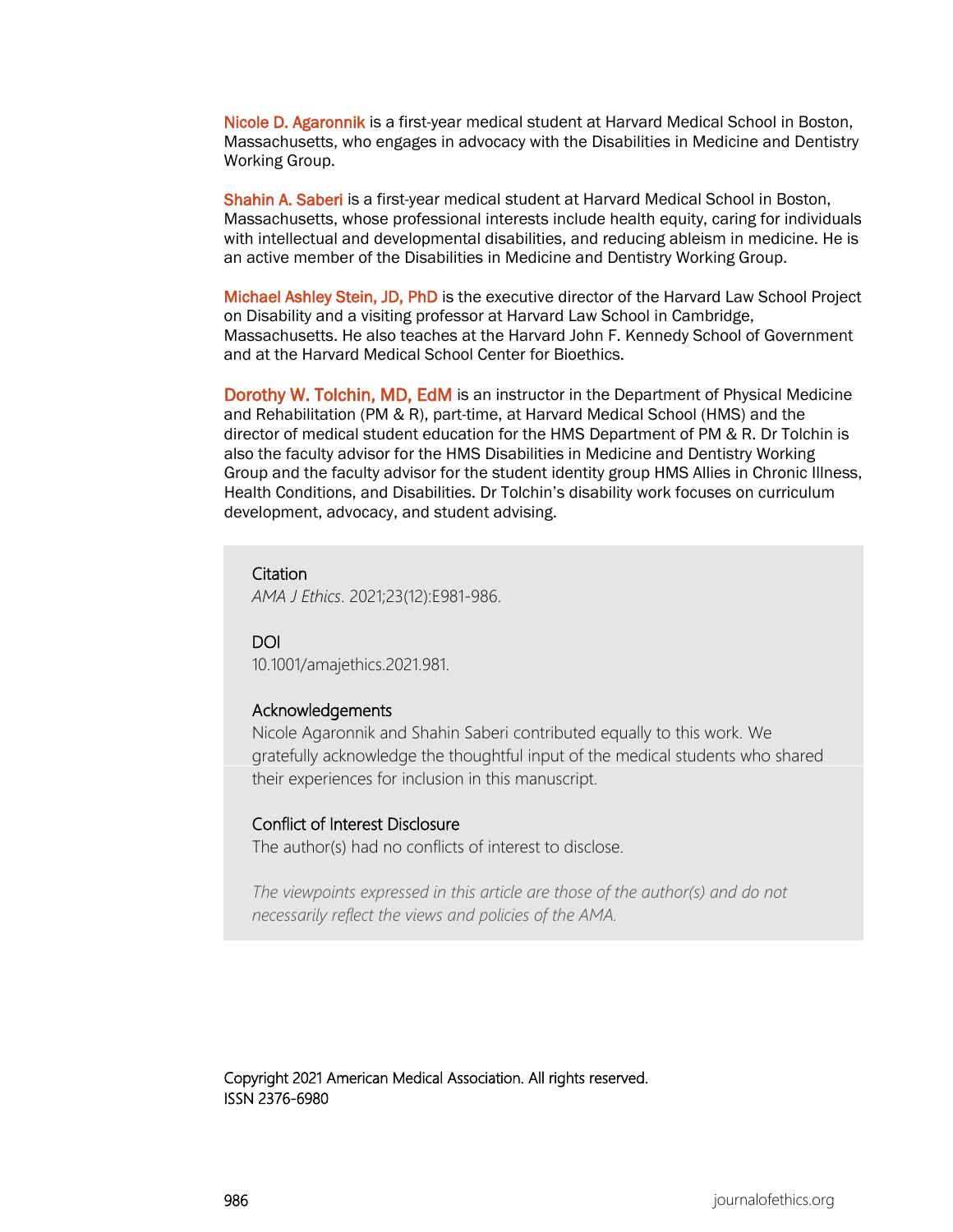**Nicole D. Agaronnik** is a first-year medical student at Harvard Medical School in Boston, Massachusetts, who engages in advocacy with the Disabilities in Medicine and Dentistry Working Group.

**Shahin A. Saberi** is a first-year medical student at Harvard Medical School in Boston, Massachusetts, whose professional interests include health equity, caring for individuals with intellectual and developmental disabilities, and reducing ableism in medicine. He is an active member of the Disabilities in Medicine and Dentistry Working Group.

**Michael Ashley Stein, JD, PhD** is the executive director of the Harvard Law School Project on Disability and a visiting professor at Harvard Law School in Cambridge, Massachusetts. He also teaches at the Harvard John F. Kennedy School of Government and at the Harvard Medical School Center for Bioethics.

**Dorothy W. Tolchin, MD, EdM** is an instructor in the Department of Physical Medicine and Rehabilitation (PM & R), part-time, at Harvard Medical School (HMS) and the director of medical student education for the HMS Department of PM & R. Dr Tolchin is also the faculty advisor for the HMS Disabilities in Medicine and Dentistry Working Group and the faculty advisor for the student identity group HMS Allies in Chronic Illness, Health Conditions, and Disabilities. Dr Tolchin's disability work focuses on curriculum development, advocacy, and student advising.

#### Citation

*AMA J Ethics*. 2021;23(12):E981-986.

#### DOI

10.1001/amajethics.2021.981.

#### Acknowledgements

Nicole Agaronnik and Shahin Saberi contributed equally to this work. We gratefully acknowledge the thoughtful input of the medical students who shared their experiences for inclusion in this manuscript.

#### Conflict of Interest Disclosure

The author(s) had no conflicts of interest to disclose.

*The viewpoints expressed in this article are those of the author(s) and do not necessarily reflect the views and policies of the AMA.*

Copyright 2021 American Medical Association. All rights reserved.
ISSN 2376-6980